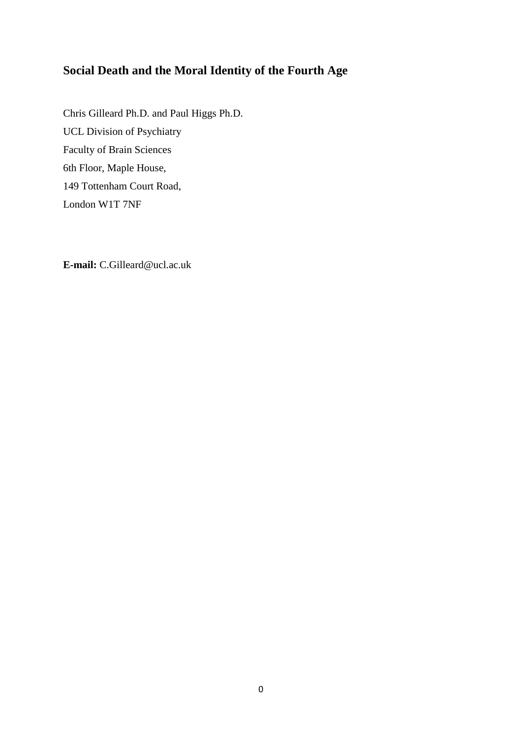# Social Death and the Moral Identity of the Fourth Age

Chris Gilleard Ph.D. and Paul Higgs Ph.D.

UCL Division of Psychiatry

Faculty of Brain Sciences

6th Floor, Maple House,

149 Tottenham Court Road,

London W1T 7NF

**E-mail:** C.Gilleard@ucl.ac.uk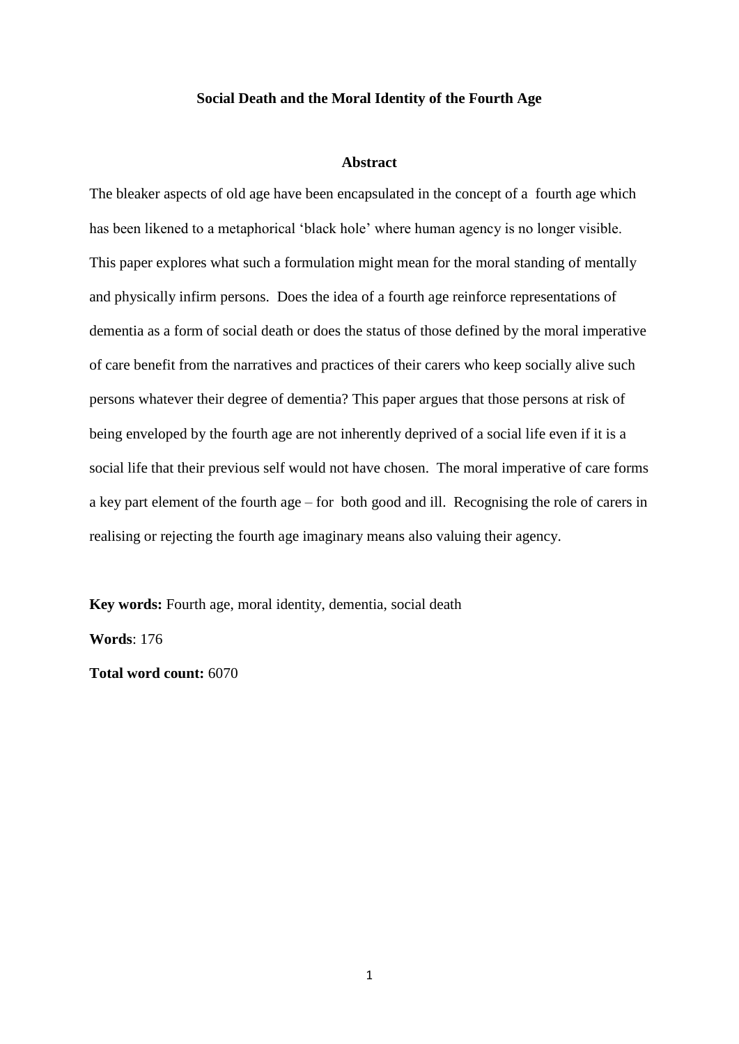# Social Death and the Moral Identity of the Fourth Age

## Abstract

The bleaker aspects of old age have been encapsulated in the concept of a fourth age which has been likened to a metaphorical 'black hole' where human agency is no longer visible. This paper explores what such a formulation might mean for the moral standing of mentally and physically infirm persons. Does the idea of a fourth age reinforce representations of dementia as a form of social death or does the status of those defined by the moral imperative of care benefit from the narratives and practices of their carers who keep socially alive such persons whatever their degree of dementia? This paper argues that those persons at risk of being enveloped by the fourth age are not inherently deprived of a social life even if it is a social life that their previous self would not have chosen. The moral imperative of care forms a key part element of the fourth age – for both good and ill. Recognising the role of carers in realising or rejecting the fourth age imaginary means also valuing their agency.

**Key words:** Fourth age, moral identity, dementia, social death

**Words**: 176

**Total word count:** 6070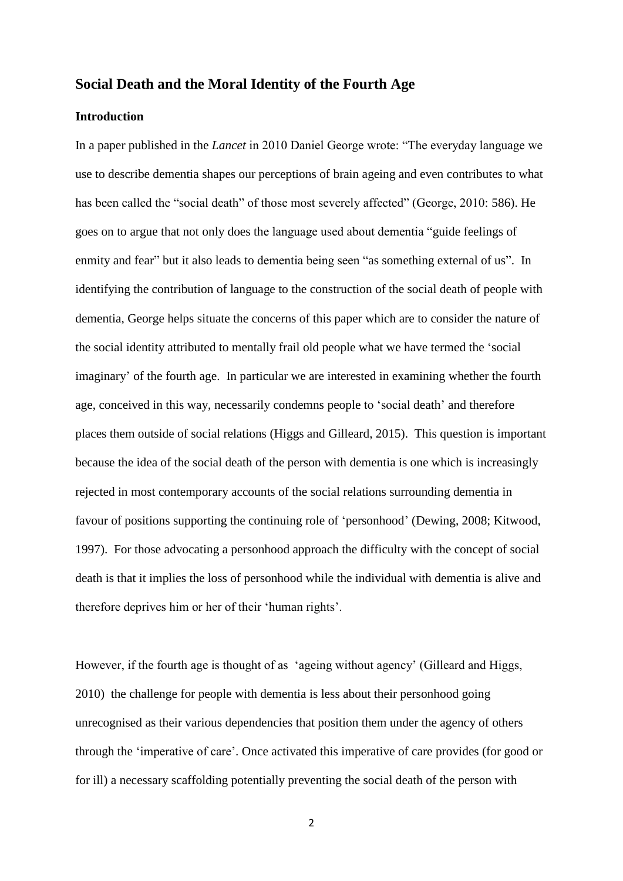## Social Death and the Moral Identity of the Fourth Age

### Introduction

In a paper published in the *Lancet* in 2010 Daniel George wrote: "The everyday language we use to describe dementia shapes our perceptions of brain ageing and even contributes to what has been called the "social death" of those most severely affected" (George, 2010: 586). He goes on to argue that not only does the language used about dementia "guide feelings of enmity and fear" but it also leads to dementia being seen "as something external of us". In identifying the contribution of language to the construction of the social death of people with dementia, George helps situate the concerns of this paper which are to consider the nature of the social identity attributed to mentally frail old people what we have termed the 'social imaginary' of the fourth age. In particular we are interested in examining whether the fourth age, conceived in this way, necessarily condemns people to 'social death' and therefore places them outside of social relations (Higgs and Gilleard, 2015). This question is important because the idea of the social death of the person with dementia is one which is increasingly rejected in most contemporary accounts of the social relations surrounding dementia in favour of positions supporting the continuing role of 'personhood' (Dewing, 2008; Kitwood, 1997). For those advocating a personhood approach the difficulty with the concept of social death is that it implies the loss of personhood while the individual with dementia is alive and therefore deprives him or her of their 'human rights'.

However, if the fourth age is thought of as 'ageing without agency' (Gilleard and Higgs, 2010) the challenge for people with dementia is less about their personhood going unrecognised as their various dependencies that position them under the agency of others through the 'imperative of care'. Once activated this imperative of care provides (for good or for ill) a necessary scaffolding potentially preventing the social death of the person with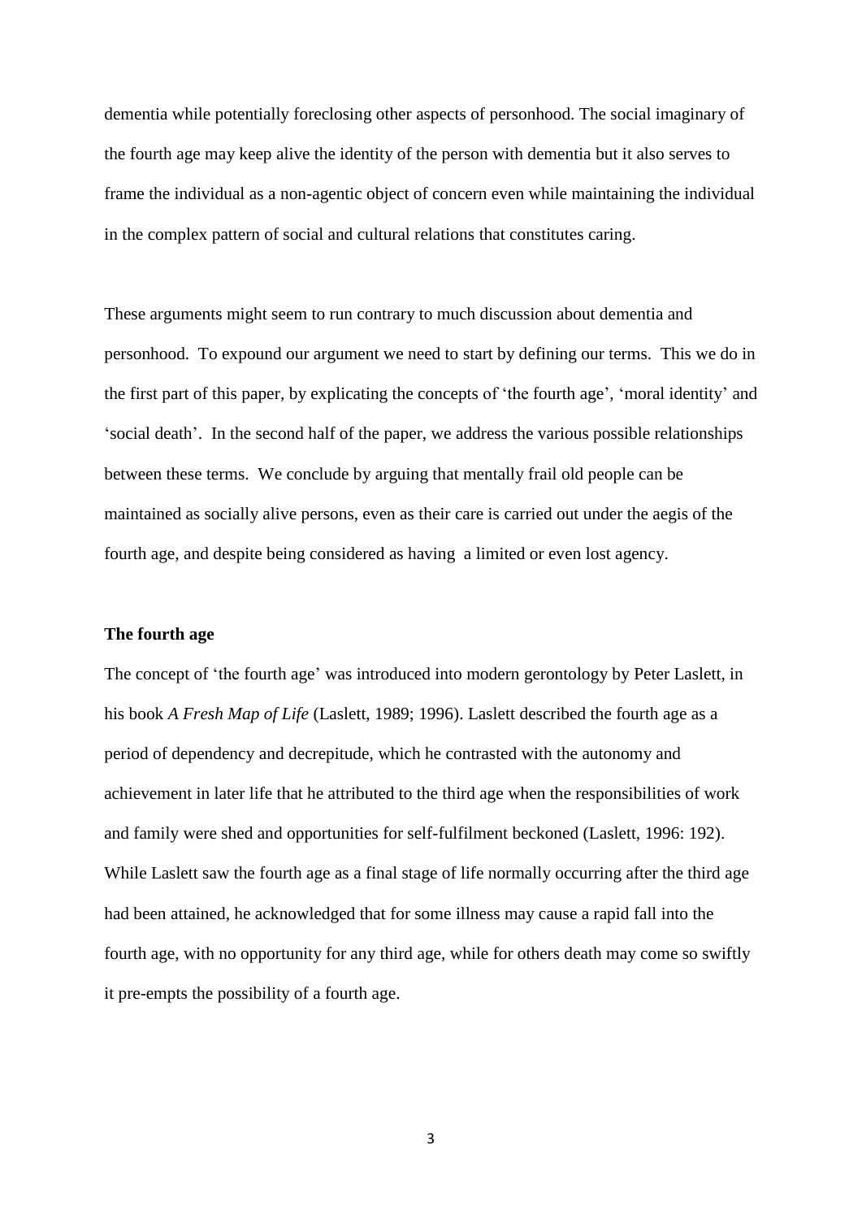dementia while potentially foreclosing other aspects of personhood. The social imaginary of the fourth age may keep alive the identity of the person with dementia but it also serves to frame the individual as a non-agentic object of concern even while maintaining the individual in the complex pattern of social and cultural relations that constitutes caring.

These arguments might seem to run contrary to much discussion about dementia and personhood. To expound our argument we need to start by defining our terms. This we do in the first part of this paper, by explicating the concepts of 'the fourth age', 'moral identity' and 'social death'. In the second half of the paper, we address the various possible relationships between these terms. We conclude by arguing that mentally frail old people can be maintained as socially alive persons, even as their care is carried out under the aegis of the fourth age, and despite being considered as having a limited or even lost agency.

**The fourth age**

The concept of 'the fourth age' was introduced into modern gerontology by Peter Laslett, in his book *A Fresh Map of Life* (Laslett, 1989; 1996). Laslett described the fourth age as a period of dependency and decrepitude, which he contrasted with the autonomy and achievement in later life that he attributed to the third age when the responsibilities of work and family were shed and opportunities for self-fulfilment beckoned (Laslett, 1996: 192). While Laslett saw the fourth age as a final stage of life normally occurring after the third age had been attained, he acknowledged that for some illness may cause a rapid fall into the fourth age, with no opportunity for any third age, while for others death may come so swiftly it pre-empts the possibility of a fourth age.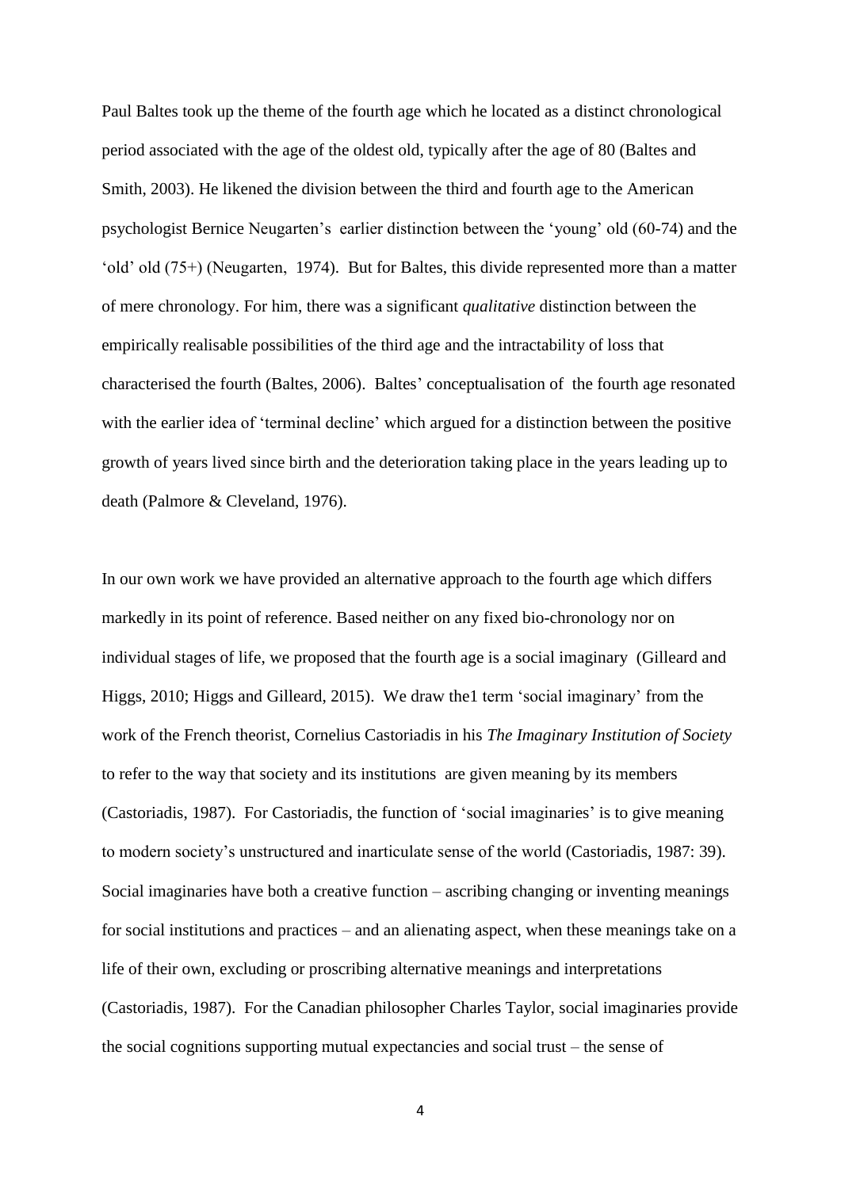Paul Baltes took up the theme of the fourth age which he located as a distinct chronological period associated with the age of the oldest old, typically after the age of 80 (Baltes and Smith, 2003). He likened the division between the third and fourth age to the American psychologist Bernice Neugarten's earlier distinction between the 'young' old (60-74) and the 'old' old (75+) (Neugarten, 1974). But for Baltes, this divide represented more than a matter of mere chronology. For him, there was a significant *qualitative* distinction between the empirically realisable possibilities of the third age and the intractability of loss that characterised the fourth (Baltes, 2006). Baltes' conceptualisation of the fourth age resonated with the earlier idea of 'terminal decline' which argued for a distinction between the positive growth of years lived since birth and the deterioration taking place in the years leading up to death (Palmore & Cleveland, 1976).

In our own work we have provided an alternative approach to the fourth age which differs markedly in its point of reference. Based neither on any fixed bio-chronology nor on individual stages of life, we proposed that the fourth age is a social imaginary (Gilleard and Higgs, 2010; Higgs and Gilleard, 2015). We draw the1 term 'social imaginary' from the work of the French theorist, Cornelius Castoriadis in his *The Imaginary Institution of Society* to refer to the way that society and its institutions are given meaning by its members (Castoriadis, 1987). For Castoriadis, the function of 'social imaginaries' is to give meaning to modern society's unstructured and inarticulate sense of the world (Castoriadis, 1987: 39). Social imaginaries have both a creative function – ascribing changing or inventing meanings for social institutions and practices – and an alienating aspect, when these meanings take on a life of their own, excluding or proscribing alternative meanings and interpretations (Castoriadis, 1987). For the Canadian philosopher Charles Taylor, social imaginaries provide the social cognitions supporting mutual expectancies and social trust – the sense of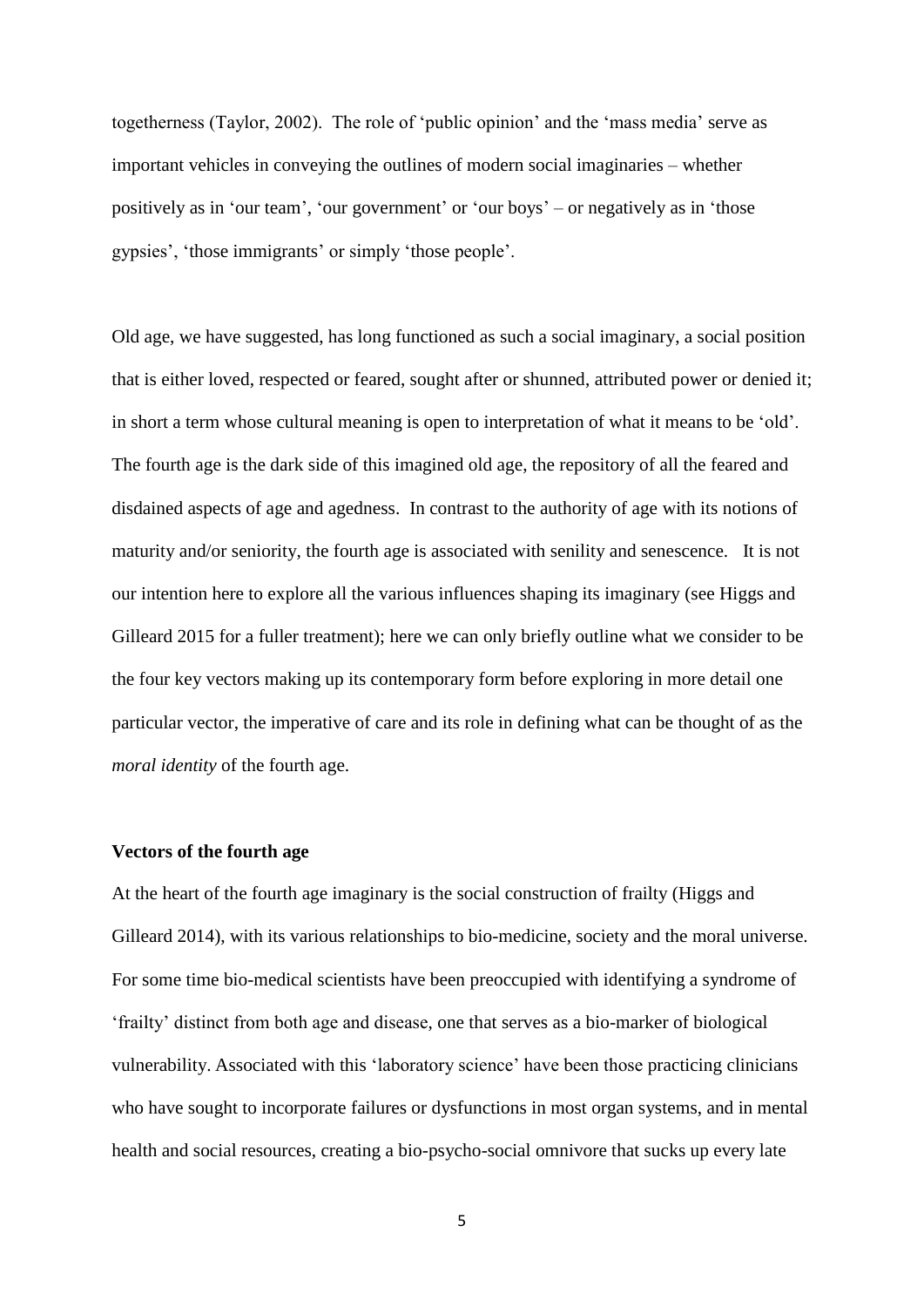togetherness (Taylor, 2002). The role of 'public opinion' and the 'mass media' serve as important vehicles in conveying the outlines of modern social imaginaries – whether positively as in 'our team', 'our government' or 'our boys' – or negatively as in 'those gypsies', 'those immigrants' or simply 'those people'.

Old age, we have suggested, has long functioned as such a social imaginary, a social position that is either loved, respected or feared, sought after or shunned, attributed power or denied it; in short a term whose cultural meaning is open to interpretation of what it means to be 'old'. The fourth age is the dark side of this imagined old age, the repository of all the feared and disdained aspects of age and agedness. In contrast to the authority of age with its notions of maturity and/or seniority, the fourth age is associated with senility and senescence. It is not our intention here to explore all the various influences shaping its imaginary (see Higgs and Gilleard 2015 for a fuller treatment); here we can only briefly outline what we consider to be the four key vectors making up its contemporary form before exploring in more detail one particular vector, the imperative of care and its role in defining what can be thought of as the *moral identity* of the fourth age.

**Vectors of the fourth age**

At the heart of the fourth age imaginary is the social construction of frailty (Higgs and Gilleard 2014), with its various relationships to bio-medicine, society and the moral universe. For some time bio-medical scientists have been preoccupied with identifying a syndrome of 'frailty' distinct from both age and disease, one that serves as a bio-marker of biological vulnerability. Associated with this 'laboratory science' have been those practicing clinicians who have sought to incorporate failures or dysfunctions in most organ systems, and in mental health and social resources, creating a bio-psycho-social omnivore that sucks up every late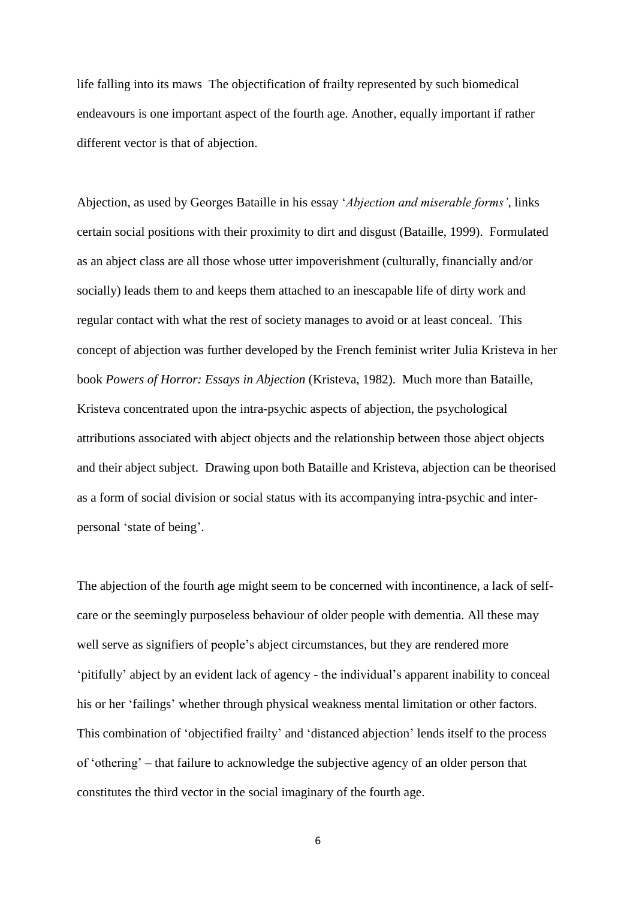life falling into its maws The objectification of frailty represented by such biomedical endeavours is one important aspect of the fourth age. Another, equally important if rather different vector is that of abjection.

Abjection, as used by Georges Bataille in his essay '*Abjection and miserable forms'*, links certain social positions with their proximity to dirt and disgust (Bataille, 1999). Formulated as an abject class are all those whose utter impoverishment (culturally, financially and/or socially) leads them to and keeps them attached to an inescapable life of dirty work and regular contact with what the rest of society manages to avoid or at least conceal. This concept of abjection was further developed by the French feminist writer Julia Kristeva in her book *Powers of Horror: Essays in Abjection* (Kristeva, 1982). Much more than Bataille, Kristeva concentrated upon the intra-psychic aspects of abjection, the psychological attributions associated with abject objects and the relationship between those abject objects and their abject subject. Drawing upon both Bataille and Kristeva, abjection can be theorised as a form of social division or social status with its accompanying intra-psychic and inter-personal 'state of being'.

The abjection of the fourth age might seem to be concerned with incontinence, a lack of self-care or the seemingly purposeless behaviour of older people with dementia. All these may well serve as signifiers of people's abject circumstances, but they are rendered more 'pitifully' abject by an evident lack of agency - the individual's apparent inability to conceal his or her 'failings' whether through physical weakness mental limitation or other factors. This combination of 'objectified frailty' and 'distanced abjection' lends itself to the process of 'othering' – that failure to acknowledge the subjective agency of an older person that constitutes the third vector in the social imaginary of the fourth age.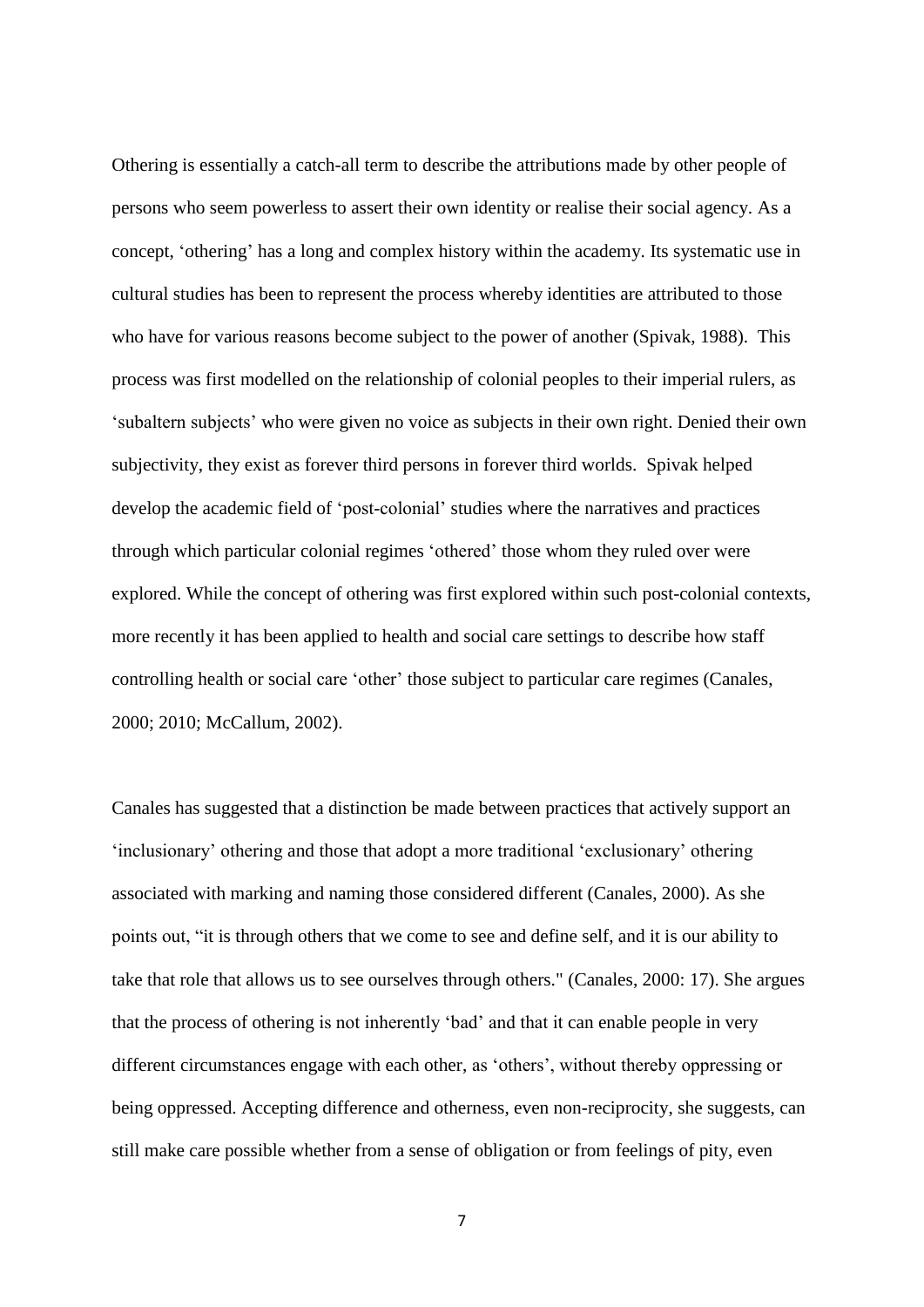Othering is essentially a catch-all term to describe the attributions made by other people of persons who seem powerless to assert their own identity or realise their social agency. As a concept, 'othering' has a long and complex history within the academy. Its systematic use in cultural studies has been to represent the process whereby identities are attributed to those who have for various reasons become subject to the power of another (Spivak, 1988). This process was first modelled on the relationship of colonial peoples to their imperial rulers, as 'subaltern subjects' who were given no voice as subjects in their own right. Denied their own subjectivity, they exist as forever third persons in forever third worlds. Spivak helped develop the academic field of 'post-colonial' studies where the narratives and practices through which particular colonial regimes 'othered' those whom they ruled over were explored. While the concept of othering was first explored within such post-colonial contexts, more recently it has been applied to health and social care settings to describe how staff controlling health or social care 'other' those subject to particular care regimes (Canales, 2000; 2010; McCallum, 2002).

Canales has suggested that a distinction be made between practices that actively support an 'inclusionary' othering and those that adopt a more traditional 'exclusionary' othering associated with marking and naming those considered different (Canales, 2000). As she points out, "it is through others that we come to see and define self, and it is our ability to take that role that allows us to see ourselves through others." (Canales, 2000: 17). She argues that the process of othering is not inherently 'bad' and that it can enable people in very different circumstances engage with each other, as 'others', without thereby oppressing or being oppressed. Accepting difference and otherness, even non-reciprocity, she suggests, can still make care possible whether from a sense of obligation or from feelings of pity, even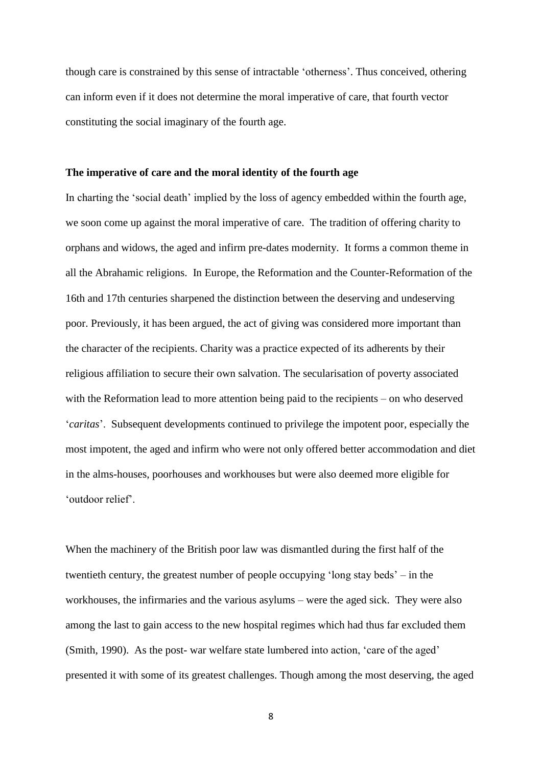though care is constrained by this sense of intractable 'otherness'. Thus conceived, othering can inform even if it does not determine the moral imperative of care, that fourth vector constituting the social imaginary of the fourth age.

**The imperative of care and the moral identity of the fourth age**

In charting the 'social death' implied by the loss of agency embedded within the fourth age, we soon come up against the moral imperative of care. The tradition of offering charity to orphans and widows, the aged and infirm pre-dates modernity. It forms a common theme in all the Abrahamic religions. In Europe, the Reformation and the Counter-Reformation of the 16th and 17th centuries sharpened the distinction between the deserving and undeserving poor. Previously, it has been argued, the act of giving was considered more important than the character of the recipients. Charity was a practice expected of its adherents by their religious affiliation to secure their own salvation. The secularisation of poverty associated with the Reformation lead to more attention being paid to the recipients – on who deserved '*caritas*'. Subsequent developments continued to privilege the impotent poor, especially the most impotent, the aged and infirm who were not only offered better accommodation and diet in the alms-houses, poorhouses and workhouses but were also deemed more eligible for 'outdoor relief'.

When the machinery of the British poor law was dismantled during the first half of the twentieth century, the greatest number of people occupying 'long stay beds' – in the workhouses, the infirmaries and the various asylums – were the aged sick. They were also among the last to gain access to the new hospital regimes which had thus far excluded them (Smith, 1990). As the post- war welfare state lumbered into action, 'care of the aged' presented it with some of its greatest challenges. Though among the most deserving, the aged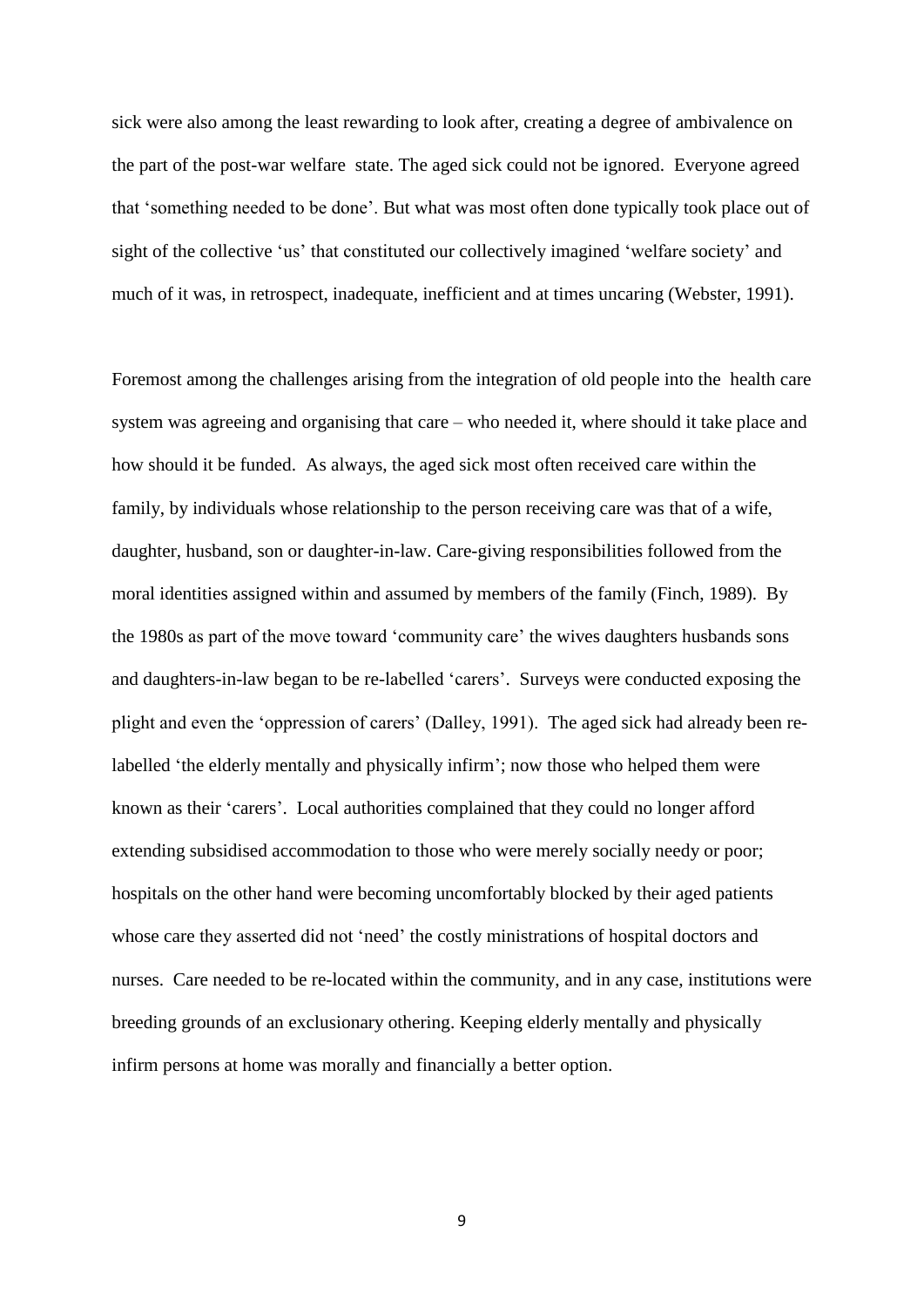sick were also among the least rewarding to look after, creating a degree of ambivalence on the part of the post-war welfare state. The aged sick could not be ignored. Everyone agreed that 'something needed to be done'. But what was most often done typically took place out of sight of the collective 'us' that constituted our collectively imagined 'welfare society' and much of it was, in retrospect, inadequate, inefficient and at times uncaring (Webster, 1991).

Foremost among the challenges arising from the integration of old people into the health care system was agreeing and organising that care – who needed it, where should it take place and how should it be funded. As always, the aged sick most often received care within the family, by individuals whose relationship to the person receiving care was that of a wife, daughter, husband, son or daughter-in-law. Care-giving responsibilities followed from the moral identities assigned within and assumed by members of the family (Finch, 1989). By the 1980s as part of the move toward 'community care' the wives daughters husbands sons and daughters-in-law began to be re-labelled 'carers'. Surveys were conducted exposing the plight and even the 'oppression of carers' (Dalley, 1991). The aged sick had already been re-labelled 'the elderly mentally and physically infirm'; now those who helped them were known as their 'carers'. Local authorities complained that they could no longer afford extending subsidised accommodation to those who were merely socially needy or poor; hospitals on the other hand were becoming uncomfortably blocked by their aged patients whose care they asserted did not 'need' the costly ministrations of hospital doctors and nurses. Care needed to be re-located within the community, and in any case, institutions were breeding grounds of an exclusionary othering. Keeping elderly mentally and physically infirm persons at home was morally and financially a better option.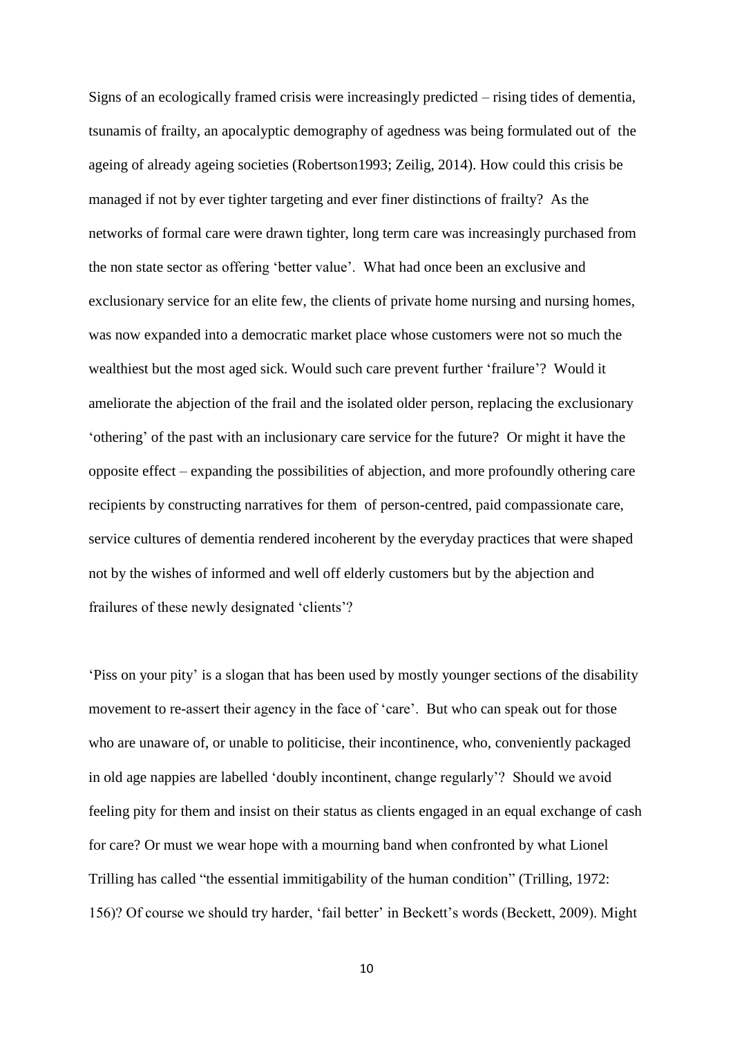Signs of an ecologically framed crisis were increasingly predicted – rising tides of dementia, tsunamis of frailty, an apocalyptic demography of agedness was being formulated out of the ageing of already ageing societies (Robertson1993; Zeilig, 2014). How could this crisis be managed if not by ever tighter targeting and ever finer distinctions of frailty? As the networks of formal care were drawn tighter, long term care was increasingly purchased from the non state sector as offering 'better value'. What had once been an exclusive and exclusionary service for an elite few, the clients of private home nursing and nursing homes, was now expanded into a democratic market place whose customers were not so much the wealthiest but the most aged sick. Would such care prevent further 'frailure'? Would it ameliorate the abjection of the frail and the isolated older person, replacing the exclusionary 'othering' of the past with an inclusionary care service for the future? Or might it have the opposite effect – expanding the possibilities of abjection, and more profoundly othering care recipients by constructing narratives for them of person-centred, paid compassionate care, service cultures of dementia rendered incoherent by the everyday practices that were shaped not by the wishes of informed and well off elderly customers but by the abjection and frailures of these newly designated 'clients'?

'Piss on your pity' is a slogan that has been used by mostly younger sections of the disability movement to re-assert their agency in the face of 'care'. But who can speak out for those who are unaware of, or unable to politicise, their incontinence, who, conveniently packaged in old age nappies are labelled 'doubly incontinent, change regularly'? Should we avoid feeling pity for them and insist on their status as clients engaged in an equal exchange of cash for care? Or must we wear hope with a mourning band when confronted by what Lionel Trilling has called "the essential immitigability of the human condition" (Trilling, 1972: 156)? Of course we should try harder, 'fail better' in Beckett's words (Beckett, 2009). Might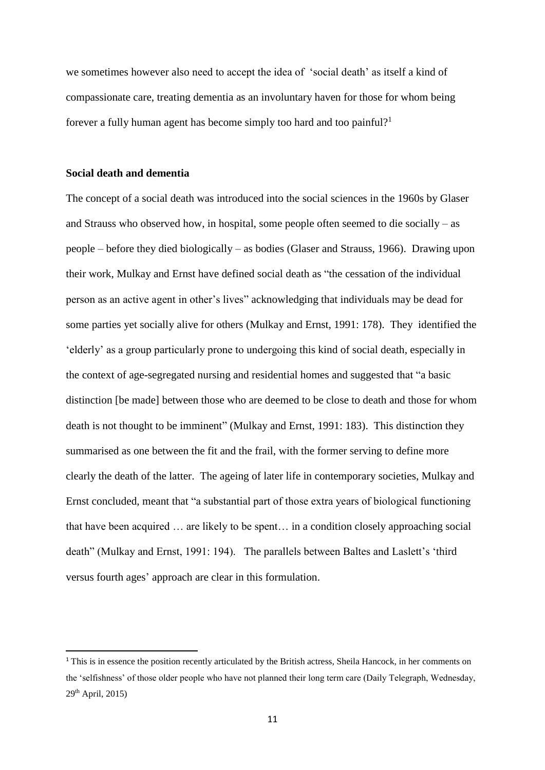we sometimes however also need to accept the idea of 'social death' as itself a kind of compassionate care, treating dementia as an involuntary haven for those for whom being forever a fully human agent has become simply too hard and too painful?[1]

### Social death and dementia

The concept of a social death was introduced into the social sciences in the 1960s by Glaser and Strauss who observed how, in hospital, some people often seemed to die socially – as people – before they died biologically – as bodies (Glaser and Strauss, 1966). Drawing upon their work, Mulkay and Ernst have defined social death as "the cessation of the individual person as an active agent in other's lives" acknowledging that individuals may be dead for some parties yet socially alive for others (Mulkay and Ernst, 1991: 178). They identified the 'elderly' as a group particularly prone to undergoing this kind of social death, especially in the context of age-segregated nursing and residential homes and suggested that "a basic distinction [be made] between those who are deemed to be close to death and those for whom death is not thought to be imminent" (Mulkay and Ernst, 1991: 183). This distinction they summarised as one between the fit and the frail, with the former serving to define more clearly the death of the latter. The ageing of later life in contemporary societies, Mulkay and Ernst concluded, meant that "a substantial part of those extra years of biological functioning that have been acquired … are likely to be spent… in a condition closely approaching social death" (Mulkay and Ernst, 1991: 194). The parallels between Baltes and Laslett's 'third versus fourth ages' approach are clear in this formulation.

---

[1] This is in essence the position recently articulated by the British actress, Sheila Hancock, in her comments on the 'selfishness' of those older people who have not planned their long term care (Daily Telegraph, Wednesday, 29th April, 2015)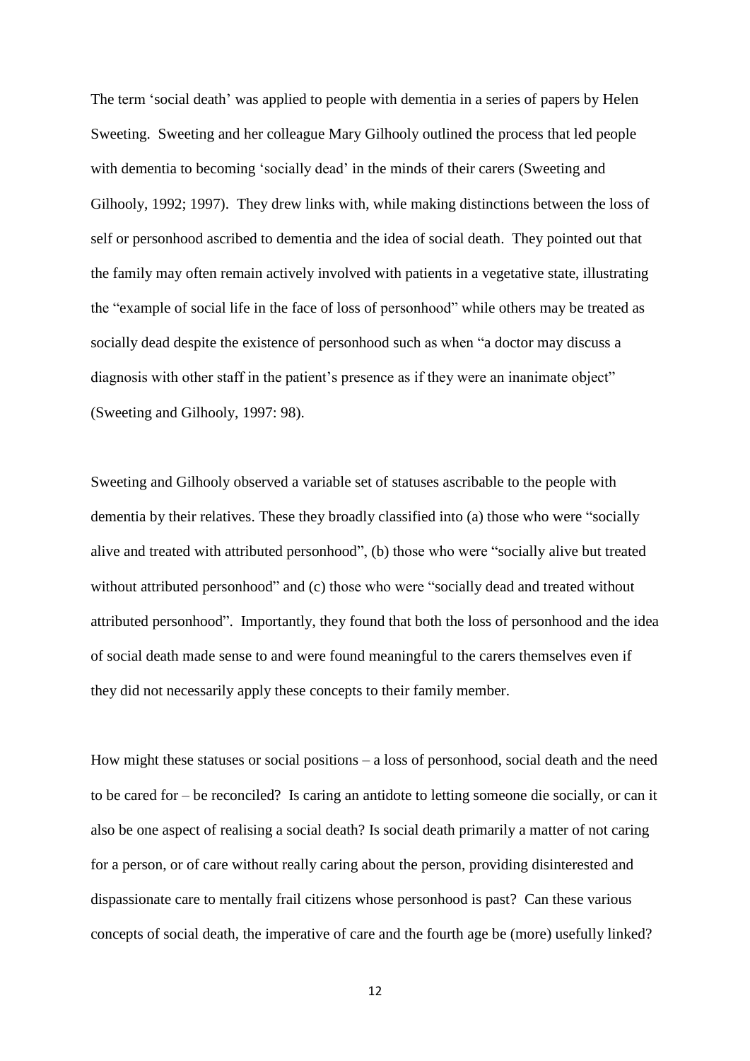The term 'social death' was applied to people with dementia in a series of papers by Helen Sweeting. Sweeting and her colleague Mary Gilhooly outlined the process that led people with dementia to becoming 'socially dead' in the minds of their carers (Sweeting and Gilhooly, 1992; 1997). They drew links with, while making distinctions between the loss of self or personhood ascribed to dementia and the idea of social death. They pointed out that the family may often remain actively involved with patients in a vegetative state, illustrating the "example of social life in the face of loss of personhood" while others may be treated as socially dead despite the existence of personhood such as when "a doctor may discuss a diagnosis with other staff in the patient's presence as if they were an inanimate object" (Sweeting and Gilhooly, 1997: 98).

Sweeting and Gilhooly observed a variable set of statuses ascribable to the people with dementia by their relatives. These they broadly classified into (a) those who were "socially alive and treated with attributed personhood", (b) those who were "socially alive but treated without attributed personhood" and (c) those who were "socially dead and treated without attributed personhood". Importantly, they found that both the loss of personhood and the idea of social death made sense to and were found meaningful to the carers themselves even if they did not necessarily apply these concepts to their family member.

How might these statuses or social positions – a loss of personhood, social death and the need to be cared for – be reconciled? Is caring an antidote to letting someone die socially, or can it also be one aspect of realising a social death? Is social death primarily a matter of not caring for a person, or of care without really caring about the person, providing disinterested and dispassionate care to mentally frail citizens whose personhood is past? Can these various concepts of social death, the imperative of care and the fourth age be (more) usefully linked?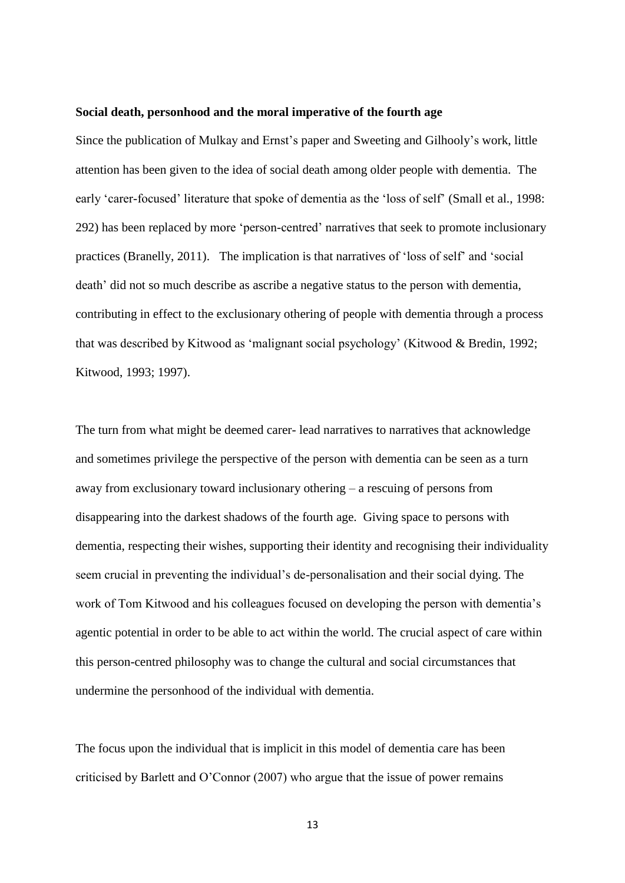**Social death, personhood and the moral imperative of the fourth age**

Since the publication of Mulkay and Ernst's paper and Sweeting and Gilhooly's work, little attention has been given to the idea of social death among older people with dementia. The early 'carer-focused' literature that spoke of dementia as the 'loss of self' (Small et al., 1998: 292) has been replaced by more 'person-centred' narratives that seek to promote inclusionary practices (Branelly, 2011). The implication is that narratives of 'loss of self' and 'social death' did not so much describe as ascribe a negative status to the person with dementia, contributing in effect to the exclusionary othering of people with dementia through a process that was described by Kitwood as 'malignant social psychology' (Kitwood & Bredin, 1992; Kitwood, 1993; 1997).

The turn from what might be deemed carer- lead narratives to narratives that acknowledge and sometimes privilege the perspective of the person with dementia can be seen as a turn away from exclusionary toward inclusionary othering – a rescuing of persons from disappearing into the darkest shadows of the fourth age. Giving space to persons with dementia, respecting their wishes, supporting their identity and recognising their individuality seem crucial in preventing the individual's de-personalisation and their social dying. The work of Tom Kitwood and his colleagues focused on developing the person with dementia's agentic potential in order to be able to act within the world. The crucial aspect of care within this person-centred philosophy was to change the cultural and social circumstances that undermine the personhood of the individual with dementia.

The focus upon the individual that is implicit in this model of dementia care has been criticised by Barlett and O'Connor (2007) who argue that the issue of power remains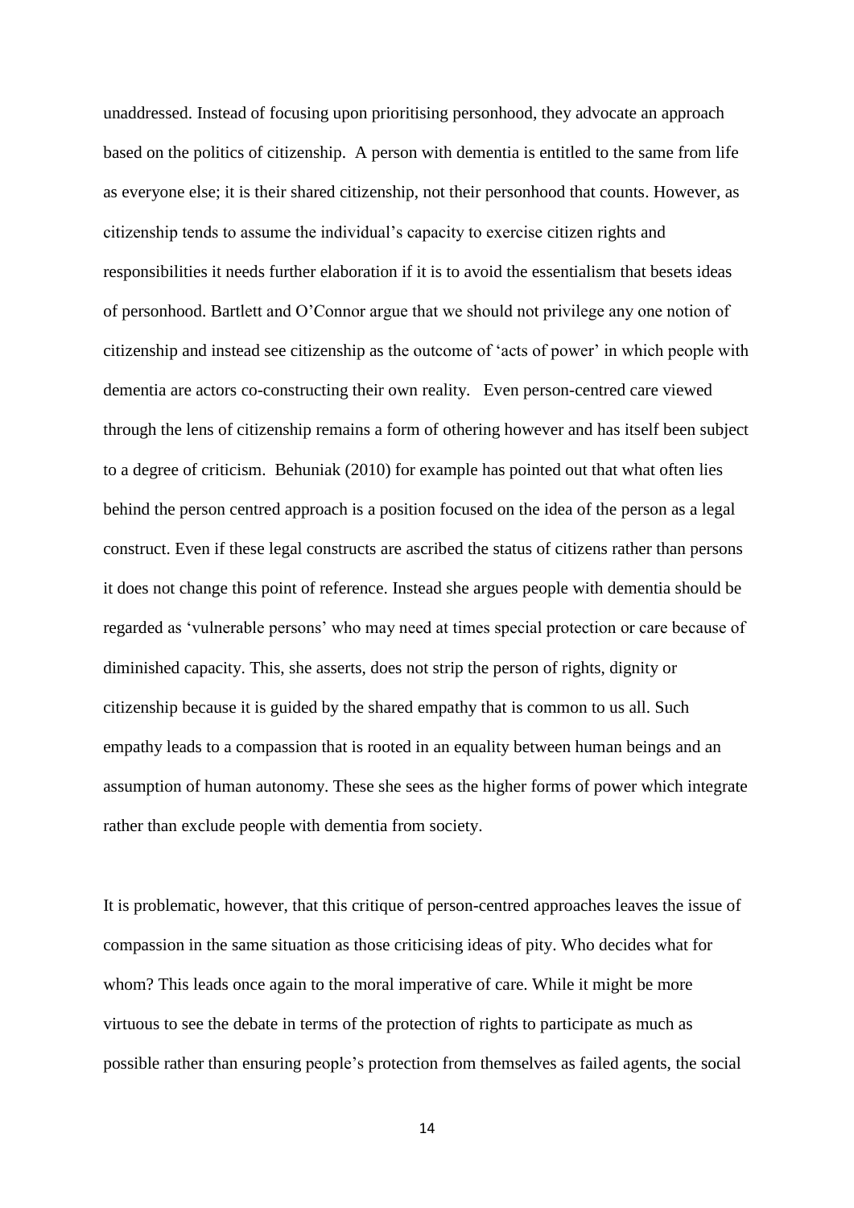unaddressed. Instead of focusing upon prioritising personhood, they advocate an approach based on the politics of citizenship. A person with dementia is entitled to the same from life as everyone else; it is their shared citizenship, not their personhood that counts. However, as citizenship tends to assume the individual's capacity to exercise citizen rights and responsibilities it needs further elaboration if it is to avoid the essentialism that besets ideas of personhood. Bartlett and O'Connor argue that we should not privilege any one notion of citizenship and instead see citizenship as the outcome of 'acts of power' in which people with dementia are actors co-constructing their own reality. Even person-centred care viewed through the lens of citizenship remains a form of othering however and has itself been subject to a degree of criticism. Behuniak (2010) for example has pointed out that what often lies behind the person centred approach is a position focused on the idea of the person as a legal construct. Even if these legal constructs are ascribed the status of citizens rather than persons it does not change this point of reference. Instead she argues people with dementia should be regarded as 'vulnerable persons' who may need at times special protection or care because of diminished capacity. This, she asserts, does not strip the person of rights, dignity or citizenship because it is guided by the shared empathy that is common to us all. Such empathy leads to a compassion that is rooted in an equality between human beings and an assumption of human autonomy. These she sees as the higher forms of power which integrate rather than exclude people with dementia from society.

It is problematic, however, that this critique of person-centred approaches leaves the issue of compassion in the same situation as those criticising ideas of pity. Who decides what for whom? This leads once again to the moral imperative of care. While it might be more virtuous to see the debate in terms of the protection of rights to participate as much as possible rather than ensuring people's protection from themselves as failed agents, the social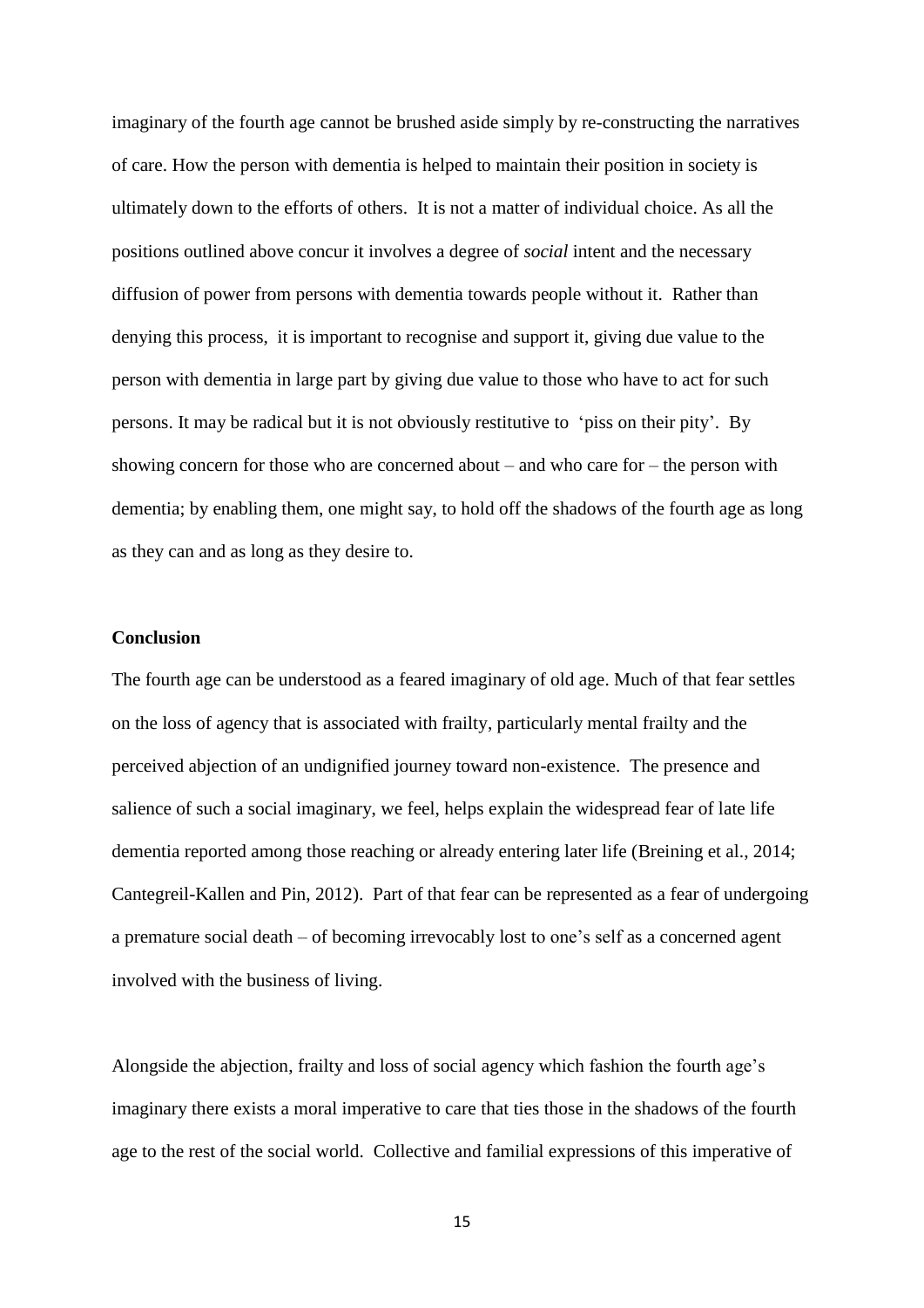imaginary of the fourth age cannot be brushed aside simply by re-constructing the narratives of care. How the person with dementia is helped to maintain their position in society is ultimately down to the efforts of others. It is not a matter of individual choice. As all the positions outlined above concur it involves a degree of *social* intent and the necessary diffusion of power from persons with dementia towards people without it. Rather than denying this process, it is important to recognise and support it, giving due value to the person with dementia in large part by giving due value to those who have to act for such persons. It may be radical but it is not obviously restitutive to 'piss on their pity'. By showing concern for those who are concerned about – and who care for – the person with dementia; by enabling them, one might say, to hold off the shadows of the fourth age as long as they can and as long as they desire to.

**Conclusion**

The fourth age can be understood as a feared imaginary of old age. Much of that fear settles on the loss of agency that is associated with frailty, particularly mental frailty and the perceived abjection of an undignified journey toward non-existence. The presence and salience of such a social imaginary, we feel, helps explain the widespread fear of late life dementia reported among those reaching or already entering later life (Breining et al., 2014; Cantegreil-Kallen and Pin, 2012). Part of that fear can be represented as a fear of undergoing a premature social death – of becoming irrevocably lost to one's self as a concerned agent involved with the business of living.

Alongside the abjection, frailty and loss of social agency which fashion the fourth age's imaginary there exists a moral imperative to care that ties those in the shadows of the fourth age to the rest of the social world. Collective and familial expressions of this imperative of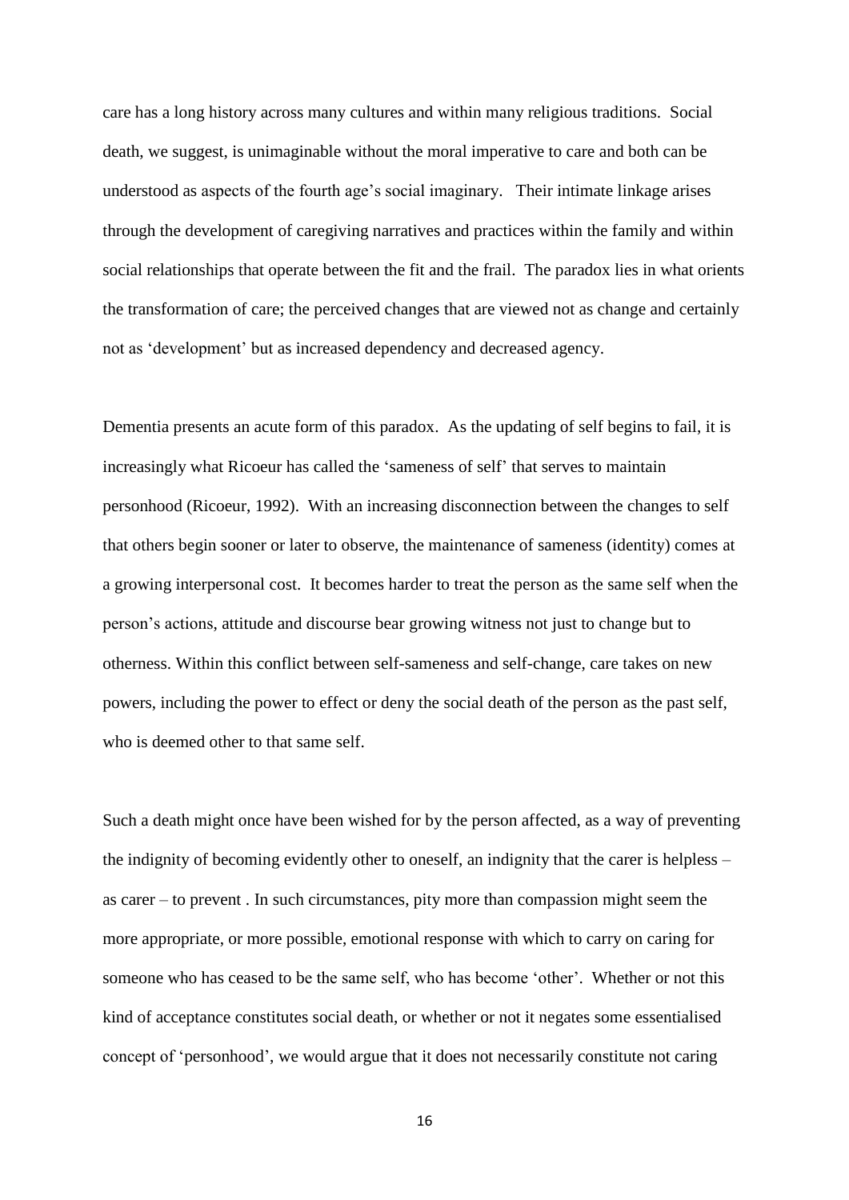care has a long history across many cultures and within many religious traditions. Social death, we suggest, is unimaginable without the moral imperative to care and both can be understood as aspects of the fourth age's social imaginary. Their intimate linkage arises through the development of caregiving narratives and practices within the family and within social relationships that operate between the fit and the frail. The paradox lies in what orients the transformation of care; the perceived changes that are viewed not as change and certainly not as 'development' but as increased dependency and decreased agency.

Dementia presents an acute form of this paradox. As the updating of self begins to fail, it is increasingly what Ricoeur has called the 'sameness of self' that serves to maintain personhood (Ricoeur, 1992). With an increasing disconnection between the changes to self that others begin sooner or later to observe, the maintenance of sameness (identity) comes at a growing interpersonal cost. It becomes harder to treat the person as the same self when the person's actions, attitude and discourse bear growing witness not just to change but to otherness. Within this conflict between self-sameness and self-change, care takes on new powers, including the power to effect or deny the social death of the person as the past self, who is deemed other to that same self.

Such a death might once have been wished for by the person affected, as a way of preventing the indignity of becoming evidently other to oneself, an indignity that the carer is helpless – as carer – to prevent . In such circumstances, pity more than compassion might seem the more appropriate, or more possible, emotional response with which to carry on caring for someone who has ceased to be the same self, who has become 'other'. Whether or not this kind of acceptance constitutes social death, or whether or not it negates some essentialised concept of 'personhood', we would argue that it does not necessarily constitute not caring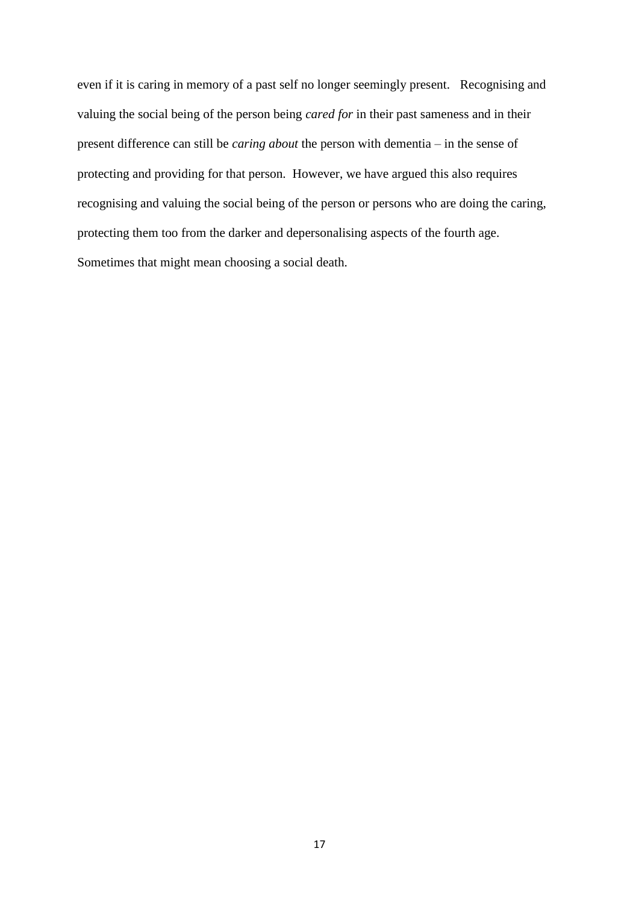even if it is caring in memory of a past self no longer seemingly present. Recognising and valuing the social being of the person being *cared for* in their past sameness and in their present difference can still be *caring about* the person with dementia – in the sense of protecting and providing for that person. However, we have argued this also requires recognising and valuing the social being of the person or persons who are doing the caring, protecting them too from the darker and depersonalising aspects of the fourth age. Sometimes that might mean choosing a social death.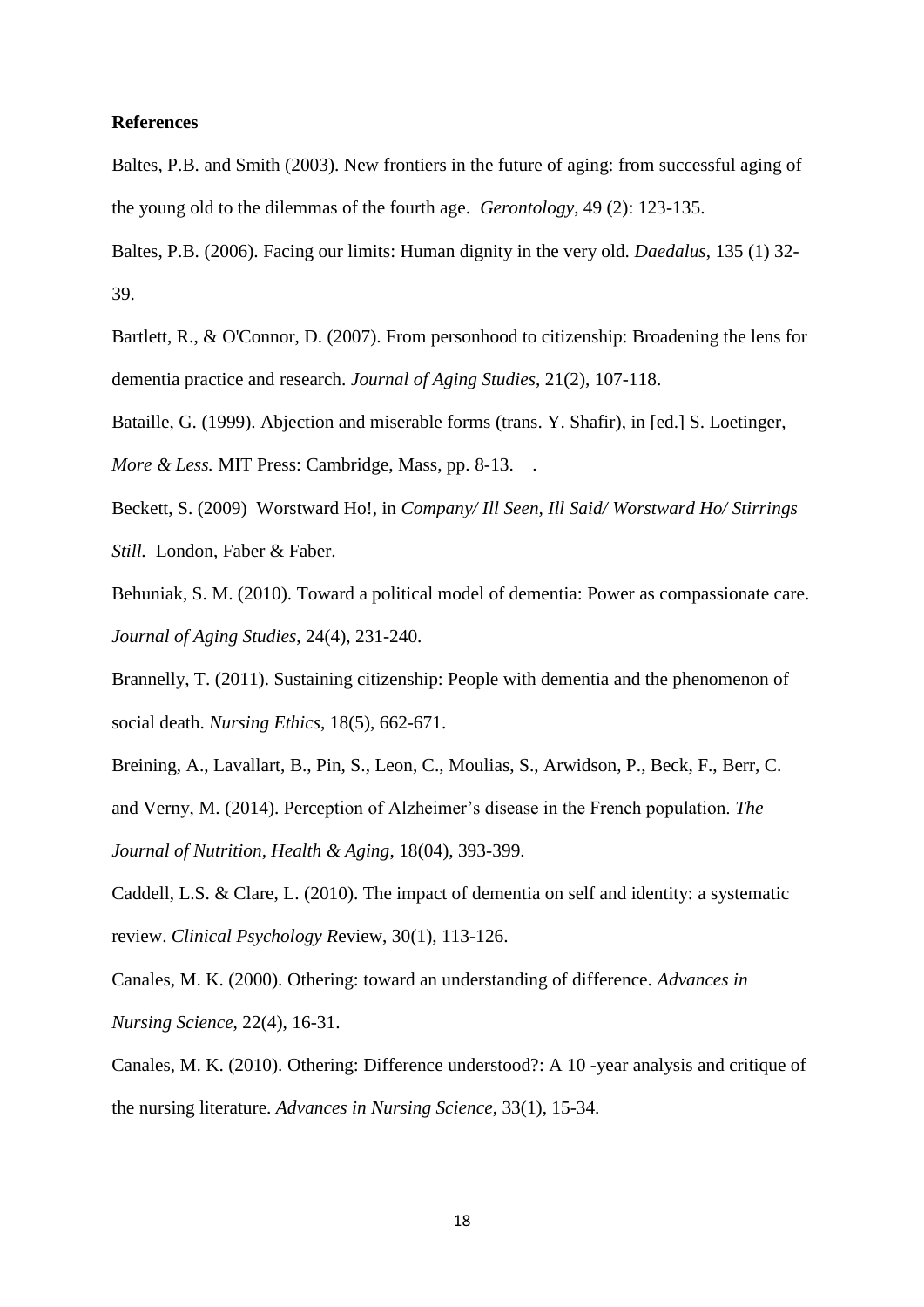**References**

Baltes, P.B. and Smith (2003). New frontiers in the future of aging: from successful aging of the young old to the dilemmas of the fourth age. *Gerontology*, 49 (2): 123-135.

Baltes, P.B. (2006). Facing our limits: Human dignity in the very old. *Daedalus*, 135 (1) 32-39.

Bartlett, R., & O'Connor, D. (2007). From personhood to citizenship: Broadening the lens for dementia practice and research. *Journal of Aging Studies*, 21(2), 107-118.

Bataille, G. (1999). Abjection and miserable forms (trans. Y. Shafir), in [ed.] S. Loetinger, *More & Less.* MIT Press: Cambridge, Mass, pp. 8-13. .

Beckett, S. (2009) Worstward Ho!, in *Company/ Ill Seen, Ill Said/ Worstward Ho/ Stirrings Still.* London, Faber & Faber.

Behuniak, S. M. (2010). Toward a political model of dementia: Power as compassionate care. *Journal of Aging Studies*, 24(4), 231-240.

Brannelly, T. (2011). Sustaining citizenship: People with dementia and the phenomenon of social death. *Nursing Ethics*, 18(5), 662-671.

Breining, A., Lavallart, B., Pin, S., Leon, C., Moulias, S., Arwidson, P., Beck, F., Berr, C. and Verny, M. (2014). Perception of Alzheimer's disease in the French population. *The Journal of Nutrition, Health & Aging*, 18(04), 393-399.

Caddell, L.S. & Clare, L. (2010). The impact of dementia on self and identity: a systematic review. *Clinical Psychology R*eview, 30(1), 113-126.

Canales, M. K. (2000). Othering: toward an understanding of difference. *Advances in Nursing Science*, 22(4), 16-31.

Canales, M. K. (2010). Othering: Difference understood?: A 10 -year analysis and critique of the nursing literature. *Advances in Nursing Science*, 33(1), 15-34.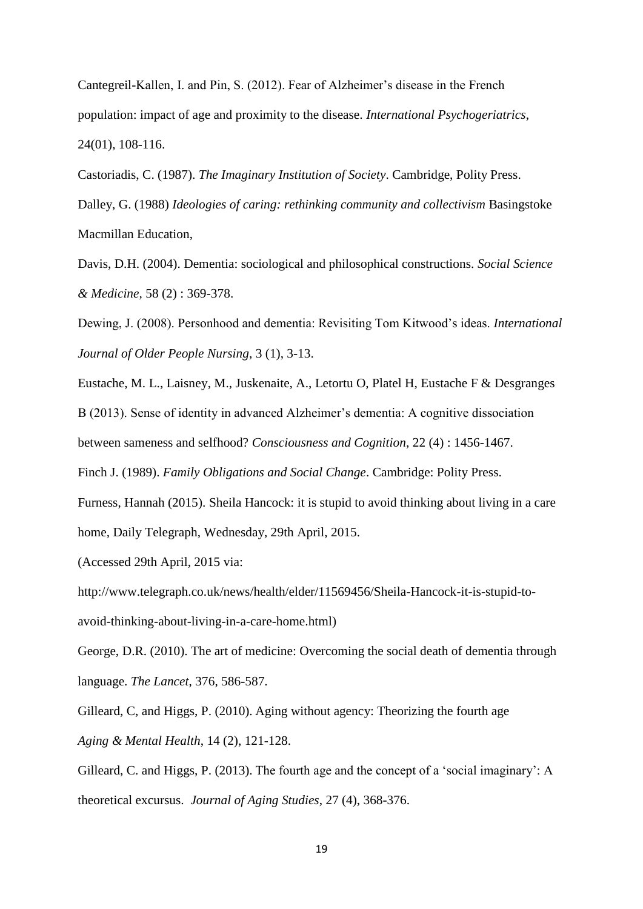Cantegreil-Kallen, I. and Pin, S. (2012). Fear of Alzheimer's disease in the French population: impact of age and proximity to the disease. *International Psychogeriatrics*, 24(01), 108-116.

Castoriadis, C. (1987). *The Imaginary Institution of Society*. Cambridge, Polity Press.

Dalley, G. (1988) *Ideologies of caring: rethinking community and collectivism* Basingstoke Macmillan Education,

Davis, D.H. (2004). Dementia: sociological and philosophical constructions. *Social Science & Medicine*, 58 (2) : 369-378.

Dewing, J. (2008). Personhood and dementia: Revisiting Tom Kitwood's ideas. *International Journal of Older People Nursing*, 3 (1), 3-13.

Eustache, M. L., Laisney, M., Juskenaite, A., Letortu O, Platel H, Eustache F & Desgranges B (2013). Sense of identity in advanced Alzheimer's dementia: A cognitive dissociation between sameness and selfhood? *Consciousness and Cognition*, 22 (4) : 1456-1467.

Finch J. (1989). *Family Obligations and Social Change*. Cambridge: Polity Press.

Furness, Hannah (2015). Sheila Hancock: it is stupid to avoid thinking about living in a care home, Daily Telegraph, Wednesday, 29th April, 2015.

(Accessed 29th April, 2015 via:

http://www.telegraph.co.uk/news/health/elder/11569456/Sheila-Hancock-it-is-stupid-to-avoid-thinking-about-living-in-a-care-home.html)

George, D.R. (2010). The art of medicine: Overcoming the social death of dementia through language. *The Lancet*, 376, 586-587.

Gilleard, C, and Higgs, P. (2010). Aging without agency: Theorizing the fourth age *Aging & Mental Health*, 14 (2), 121-128.

Gilleard, C. and Higgs, P. (2013). The fourth age and the concept of a 'social imaginary': A theoretical excursus. *Journal of Aging Studies*, 27 (4), 368-376.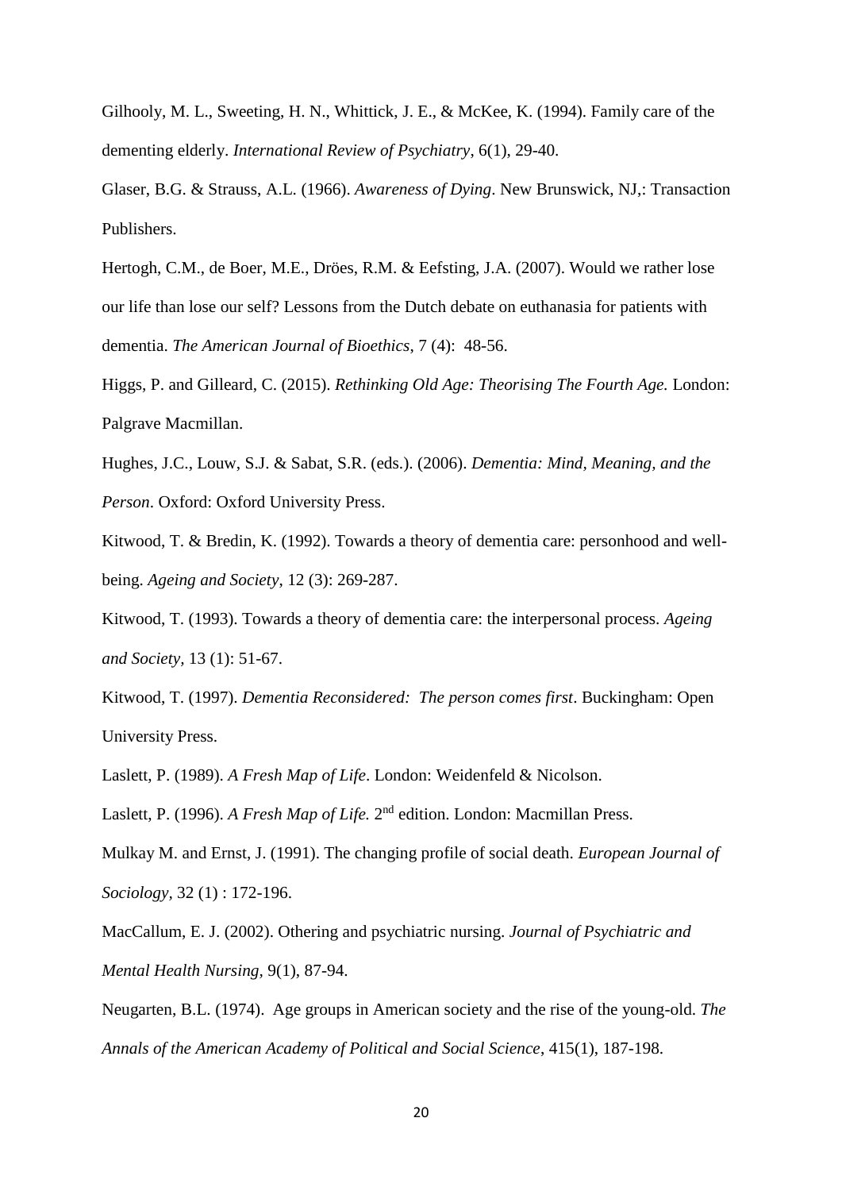Gilhooly, M. L., Sweeting, H. N., Whittick, J. E., & McKee, K. (1994). Family care of the dementing elderly. *International Review of Psychiatry*, 6(1), 29-40.

Glaser, B.G. & Strauss, A.L. (1966). *Awareness of Dying*. New Brunswick, NJ,: Transaction Publishers.

Hertogh, C.M., de Boer, M.E., Dröes, R.M. & Eefsting, J.A. (2007). Would we rather lose our life than lose our self? Lessons from the Dutch debate on euthanasia for patients with dementia. *The American Journal of Bioethics*, 7 (4): 48-56.

Higgs, P. and Gilleard, C. (2015). *Rethinking Old Age: Theorising The Fourth Age.* London: Palgrave Macmillan.

Hughes, J.C., Louw, S.J. & Sabat, S.R. (eds.). (2006). *Dementia: Mind, Meaning, and the Person*. Oxford: Oxford University Press.

Kitwood, T. & Bredin, K. (1992). Towards a theory of dementia care: personhood and well-being. *Ageing and Society*, 12 (3): 269-287.

Kitwood, T. (1993). Towards a theory of dementia care: the interpersonal process. *Ageing and Society*, 13 (1): 51-67.

Kitwood, T. (1997). *Dementia Reconsidered: The person comes first*. Buckingham: Open University Press.

Laslett, P. (1989). *A Fresh Map of Life*. London: Weidenfeld & Nicolson.

Laslett, P. (1996). *A Fresh Map of Life.* 2nd edition. London: Macmillan Press.

Mulkay M. and Ernst, J. (1991). The changing profile of social death. *European Journal of Sociology*, 32 (1) : 172-196.

MacCallum, E. J. (2002). Othering and psychiatric nursing. *Journal of Psychiatric and Mental Health Nursing*, 9(1), 87-94.

Neugarten, B.L. (1974). Age groups in American society and the rise of the young-old. *The Annals of the American Academy of Political and Social Science*, 415(1), 187-198.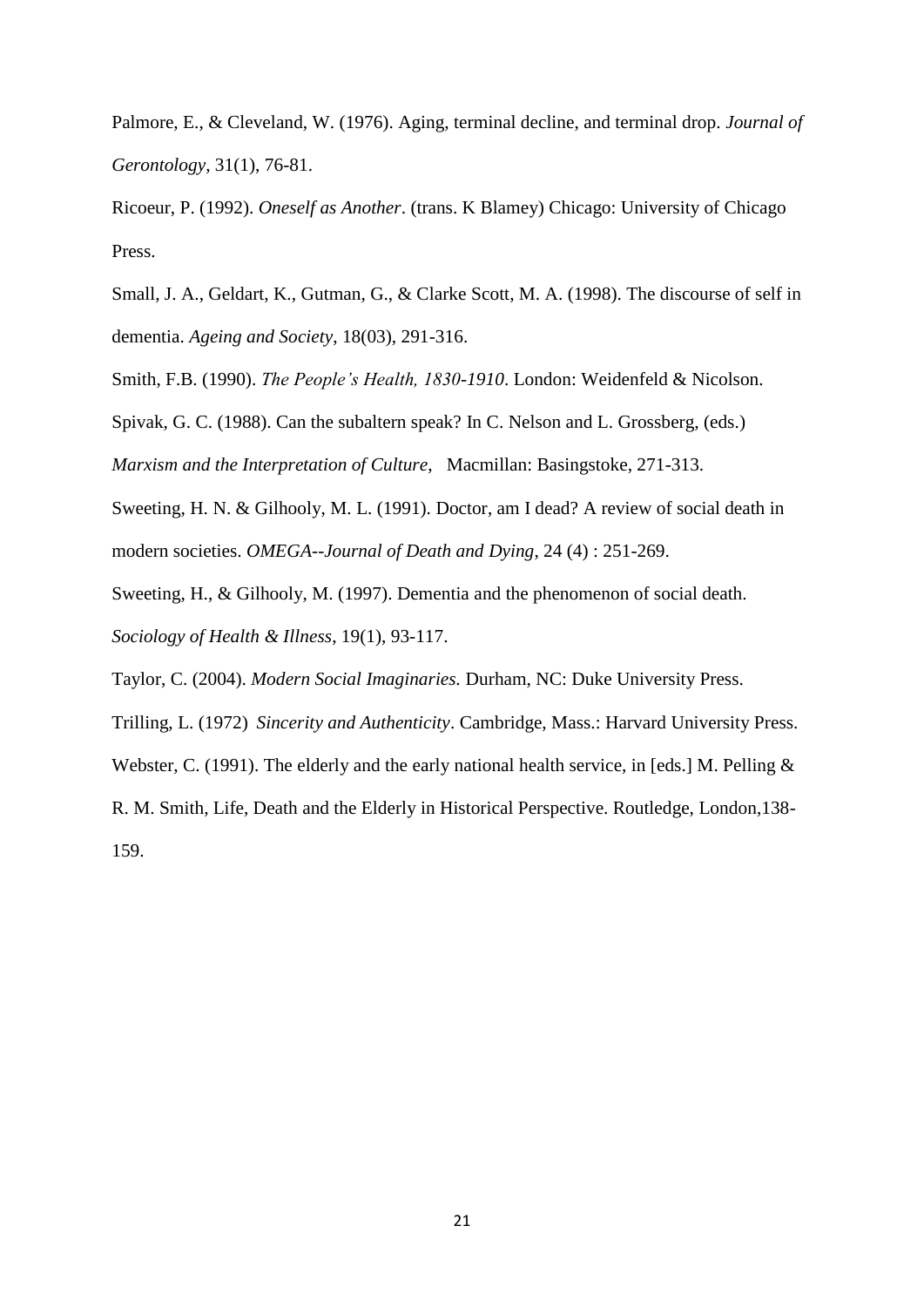Palmore, E., & Cleveland, W. (1976). Aging, terminal decline, and terminal drop. *Journal of Gerontology*, 31(1), 76-81.

Ricoeur, P. (1992). *Oneself as Another*. (trans. K Blamey) Chicago: University of Chicago Press.

Small, J. A., Geldart, K., Gutman, G., & Clarke Scott, M. A. (1998). The discourse of self in dementia. *Ageing and Society*, 18(03), 291-316.

Smith, F.B. (1990). *The People's Health, 1830-1910*. London: Weidenfeld & Nicolson.

Spivak, G. C. (1988). Can the subaltern speak? In C. Nelson and L. Grossberg, (eds.) *Marxism and the Interpretation of Culture*, Macmillan: Basingstoke, 271-313.

Sweeting, H. N. & Gilhooly, M. L. (1991). Doctor, am I dead? A review of social death in modern societies. *OMEGA--Journal of Death and Dying*, 24 (4) : 251-269.

Sweeting, H., & Gilhooly, M. (1997). Dementia and the phenomenon of social death. *Sociology of Health & Illness*, 19(1), 93-117.

Taylor, C. (2004). *Modern Social Imaginaries.* Durham, NC: Duke University Press.

Trilling, L. (1972) *Sincerity and Authenticity*. Cambridge, Mass.: Harvard University Press.

Webster, C. (1991). The elderly and the early national health service, in [eds.] M. Pelling & R. M. Smith, Life, Death and the Elderly in Historical Perspective. Routledge, London,138-159.